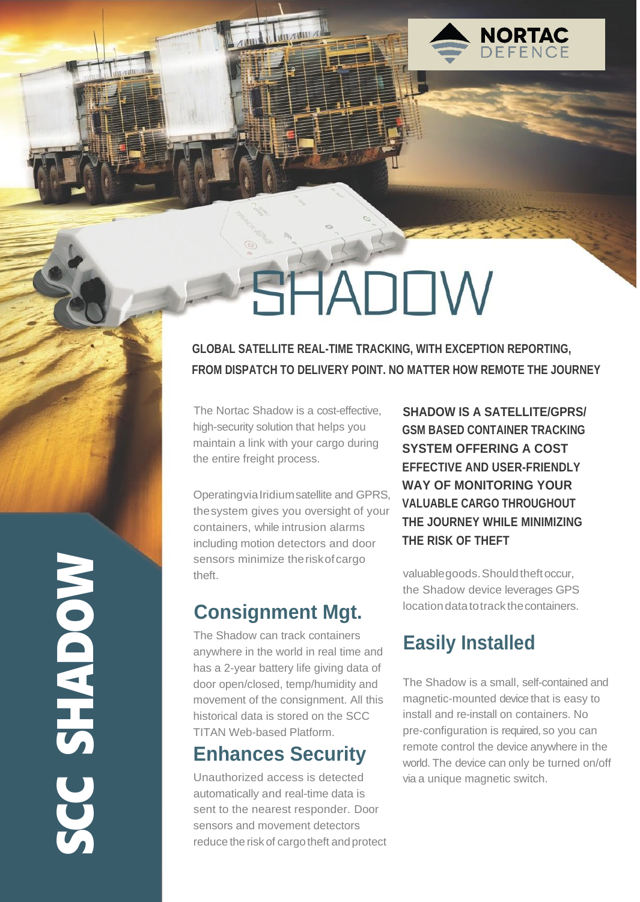NORTAC DEFENCE

# SHADOW

**GLOBAL SATELLITE REAL-TIME TRACKING, WITH EXCEPTION REPORTING, FROM DISPATCH TO DELIVERY POINT. NO MATTER HOW REMOTE THE JOURNEY**

The Nortac Shadow is a cost-effective, high-security solution that helps you maintain a link with your cargo during the entire freight process.

Operating via Iridium satellite and GPRS, the system gives you oversight of your containers, while intrusion alarms including motion detectors and door sensors minimize the risk of cargo theft.

## Consignment Mgt.

The Shadow can track containers anywhere in the world in real time and has a 2-year battery life giving data of door open/closed, temp/humidity and movement of the consignment. All this historical data is stored on the SCC TITAN Web-based Platform.

## Enhances Security

Unauthorized access is detected automatically and real-time data is sent to the nearest responder. Door sensors and movement detectors reduce the risk of cargo theft and protect valuable goods. Should theft occur, the Shadow device leverages GPS location data to track the containers.

**SHADOW IS A SATELLITE/GPRS/ GSM BASED CONTAINER TRACKING SYSTEM OFFERING A COST EFFECTIVE AND USER-FRIENDLY WAY OF MONITORING YOUR VALUABLE CARGO THROUGHOUT THE JOURNEY WHILE MINIMIZING THE RISK OF THEFT**

## Easily Installed

The Shadow is a small, self-contained and magnetic-mounted device that is easy to install and re-install on containers. No pre-configuration is required, so you can remote control the device anywhere in the world. The device can only be turned on/off via a unique magnetic switch.

SCC SHADOW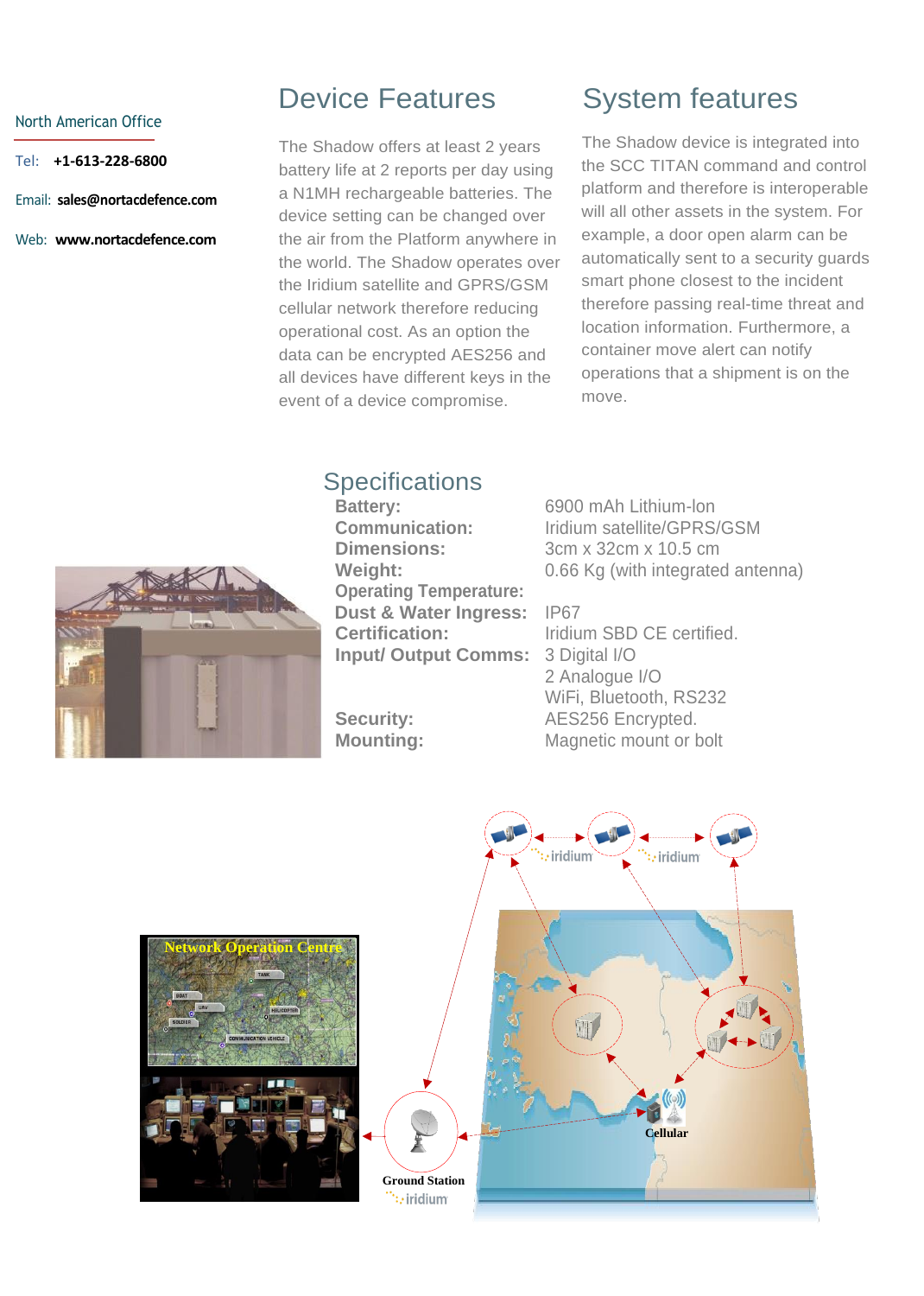North American Office

Tel: **+1-613-228-6800**

Email: **sales@nortacdefence.com**

Web: **www.nortacdefence.com**

## Device Features

The Shadow offers at least 2 years battery life at 2 reports per day using a N1MH rechargeable batteries. The device setting can be changed over the air from the Platform anywhere in the world. The Shadow operates over the Iridium satellite and GPRS/GSM cellular network therefore reducing operational cost. As an option the data can be encrypted AES256 and all devices have different keys in the event of a device compromise.

## System features

The Shadow device is integrated into the SCC TITAN command and control platform and therefore is interoperable will all other assets in the system. For example, a door open alarm can be automatically sent to a security guards smart phone closest to the incident therefore passing real-time threat and location information. Furthermore, a container move alert can notify operations that a shipment is on the move.

## Specifications

| | |
|---|---|
| **Battery:** | 6900 mAh Lithium-Ion |
| **Communication:** | Iridium satellite/GPRS/GSM |
| **Dimensions:** | 3cm x 32cm x 10.5 cm |
| **Weight:** | 0.66 Kg (with integrated antenna) |
| **Operating Temperature:** | |
| **Dust & Water Ingress:** | IP67 |
| **Certification:** | Iridium SBD CE certified. |
| **Input/ Output Comms:** | 3 Digital I/O<br>2 Analogue I/O<br>WiFi, Bluetooth, RS232 |
| **Security:** | AES256 Encrypted. |
| **Mounting:** | Magnetic mount or bolt |

Network Operation Centre

iridium

iridium

Cellular

Ground Station

iridium